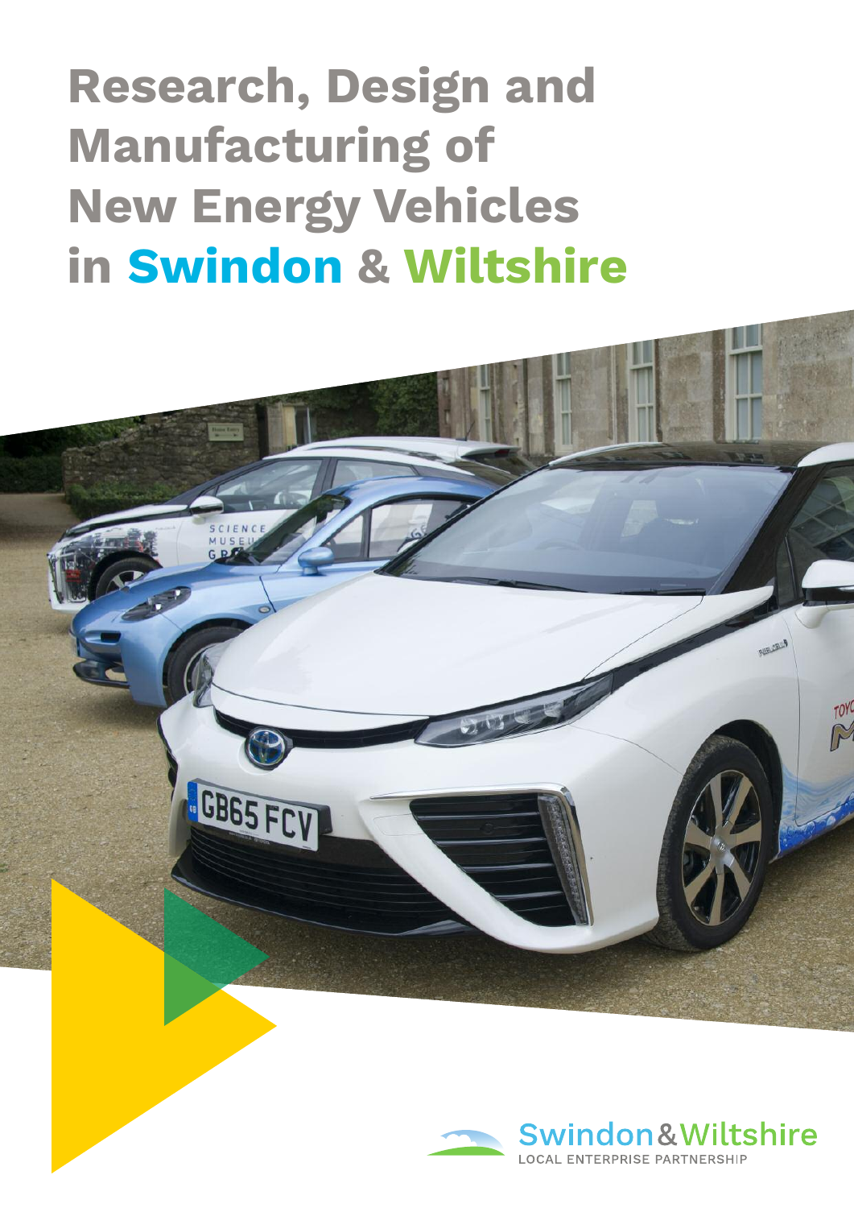# Research, Design and Manufacturing of New Energy Vehicles in Swindon & Wiltshire

Swindon & Wiltshire
LOCAL ENTERPRISE PARTNERSHIP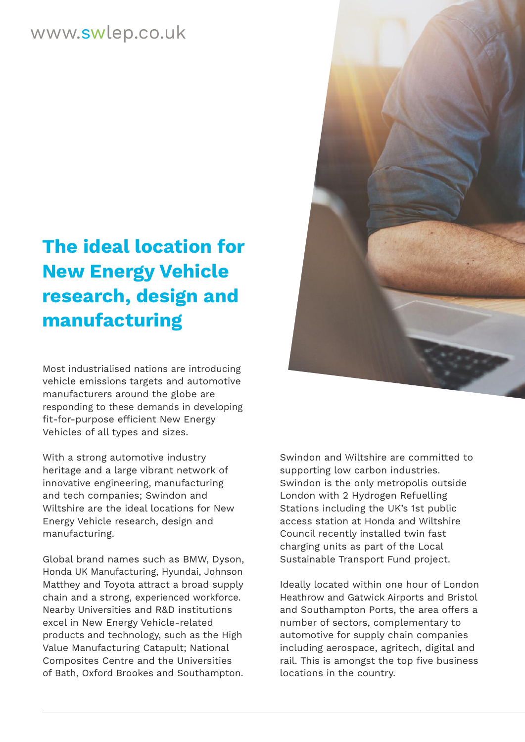www.swlep.co.uk

# The ideal location for New Energy Vehicle research, design and manufacturing

Most industrialised nations are introducing vehicle emissions targets and automotive manufacturers around the globe are responding to these demands in developing fit-for-purpose efficient New Energy Vehicles of all types and sizes.

With a strong automotive industry heritage and a large vibrant network of innovative engineering, manufacturing and tech companies; Swindon and Wiltshire are the ideal locations for New Energy Vehicle research, design and manufacturing.

Global brand names such as BMW, Dyson, Honda UK Manufacturing, Hyundai, Johnson Matthey and Toyota attract a broad supply chain and a strong, experienced workforce. Nearby Universities and R&D institutions excel in New Energy Vehicle-related products and technology, such as the High Value Manufacturing Catapult; National Composites Centre and the Universities of Bath, Oxford Brookes and Southampton.

Swindon and Wiltshire are committed to supporting low carbon industries. Swindon is the only metropolis outside London with 2 Hydrogen Refuelling Stations including the UK's 1st public access station at Honda and Wiltshire Council recently installed twin fast charging units as part of the Local Sustainable Transport Fund project.

Ideally located within one hour of London Heathrow and Gatwick Airports and Bristol and Southampton Ports, the area offers a number of sectors, complementary to automotive for supply chain companies including aerospace, agritech, digital and rail. This is amongst the top five business locations in the country.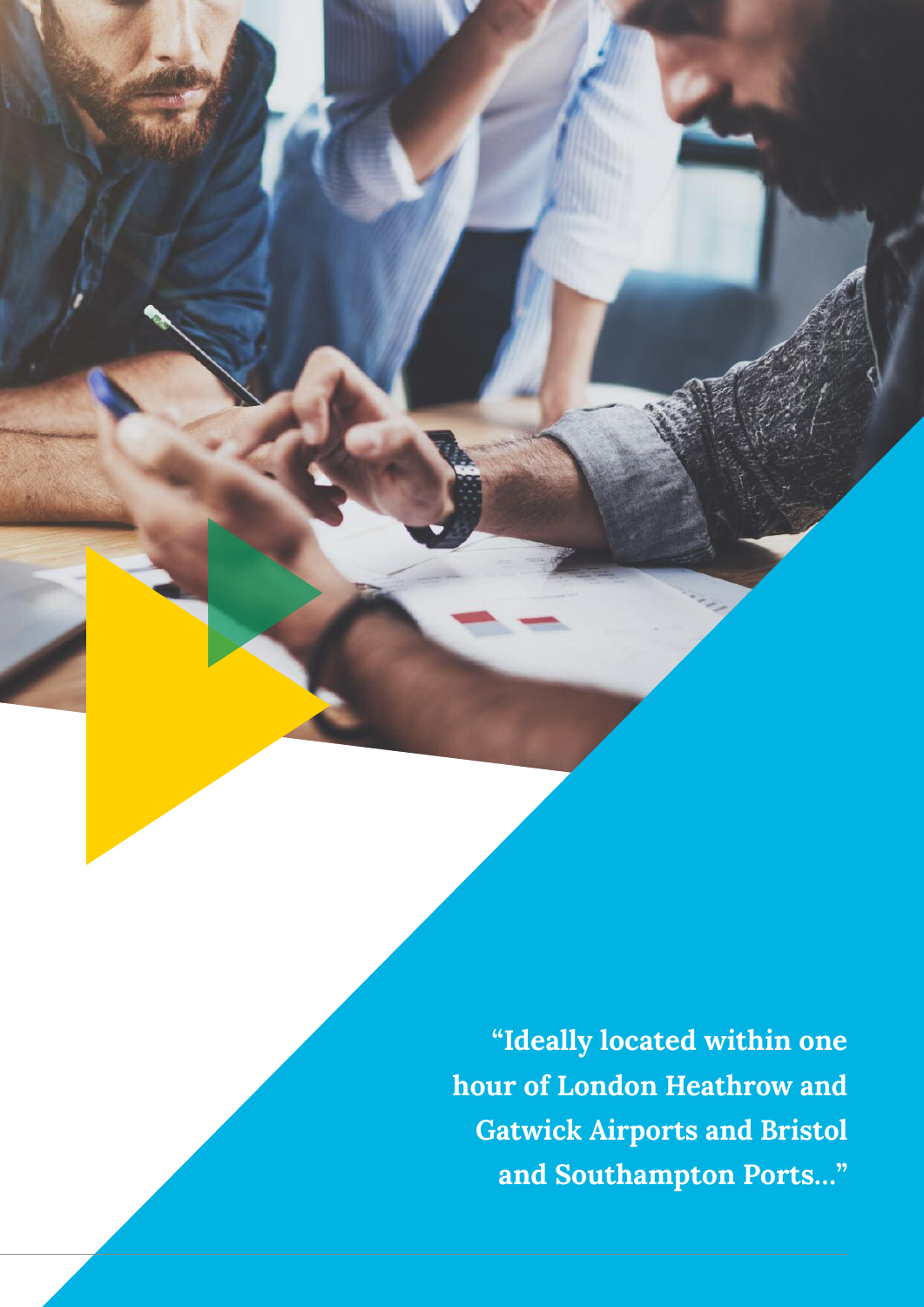**"Ideally located within one hour of London Heathrow and Gatwick Airports and Bristol and Southampton Ports..."**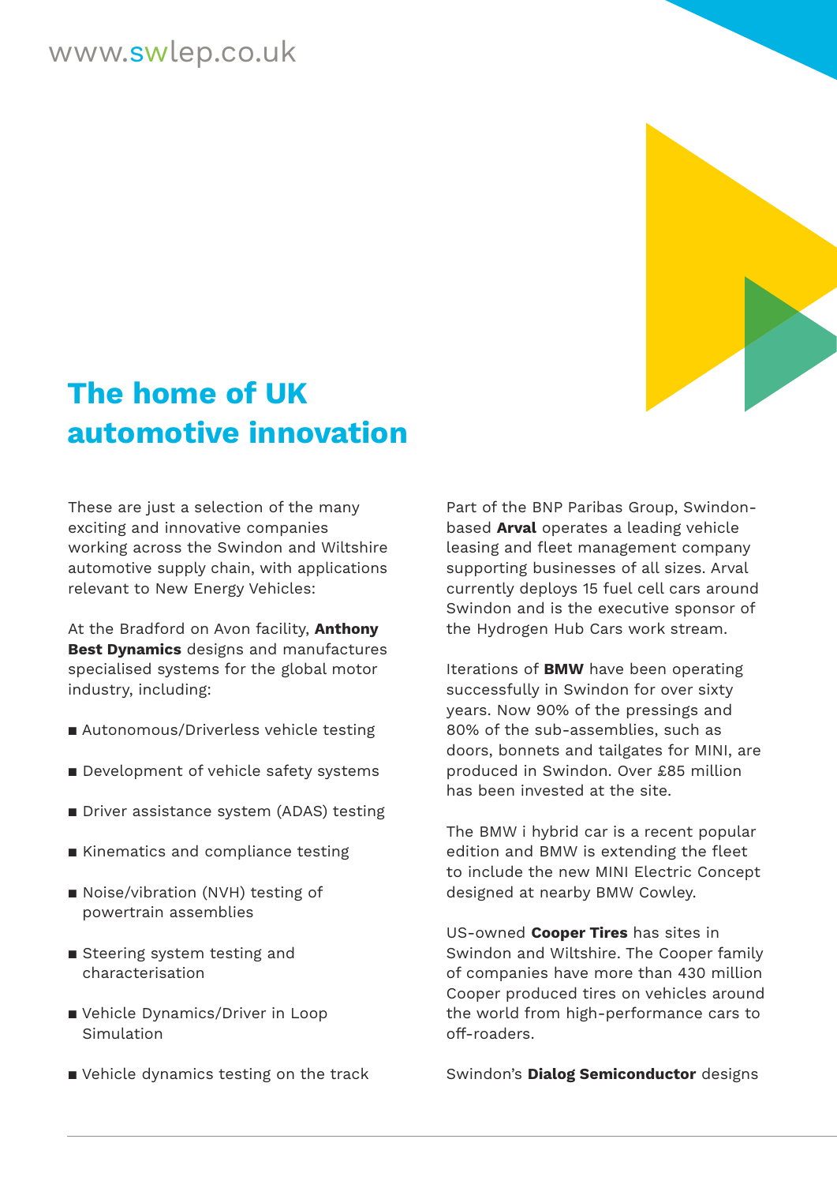# The home of UK automotive innovation

These are just a selection of the many exciting and innovative companies working across the Swindon and Wiltshire automotive supply chain, with applications relevant to New Energy Vehicles:

At the Bradford on Avon facility, **Anthony Best Dynamics** designs and manufactures specialised systems for the global motor industry, including:

- Autonomous/Driverless vehicle testing
- Development of vehicle safety systems
- Driver assistance system (ADAS) testing
- Kinematics and compliance testing
- Noise/vibration (NVH) testing of powertrain assemblies
- Steering system testing and characterisation
- Vehicle Dynamics/Driver in Loop Simulation
- Vehicle dynamics testing on the track

Part of the BNP Paribas Group, Swindon-based **Arval** operates a leading vehicle leasing and fleet management company supporting businesses of all sizes. Arval currently deploys 15 fuel cell cars around Swindon and is the executive sponsor of the Hydrogen Hub Cars work stream.

Iterations of **BMW** have been operating successfully in Swindon for over sixty years. Now 90% of the pressings and 80% of the sub-assemblies, such as doors, bonnets and tailgates for MINI, are produced in Swindon. Over £85 million has been invested at the site.

The BMW i hybrid car is a recent popular edition and BMW is extending the fleet to include the new MINI Electric Concept designed at nearby BMW Cowley.

US-owned **Cooper Tires** has sites in Swindon and Wiltshire. The Cooper family of companies have more than 430 million Cooper produced tires on vehicles around the world from high-performance cars to off-roaders.

Swindon's **Dialog Semiconductor** designs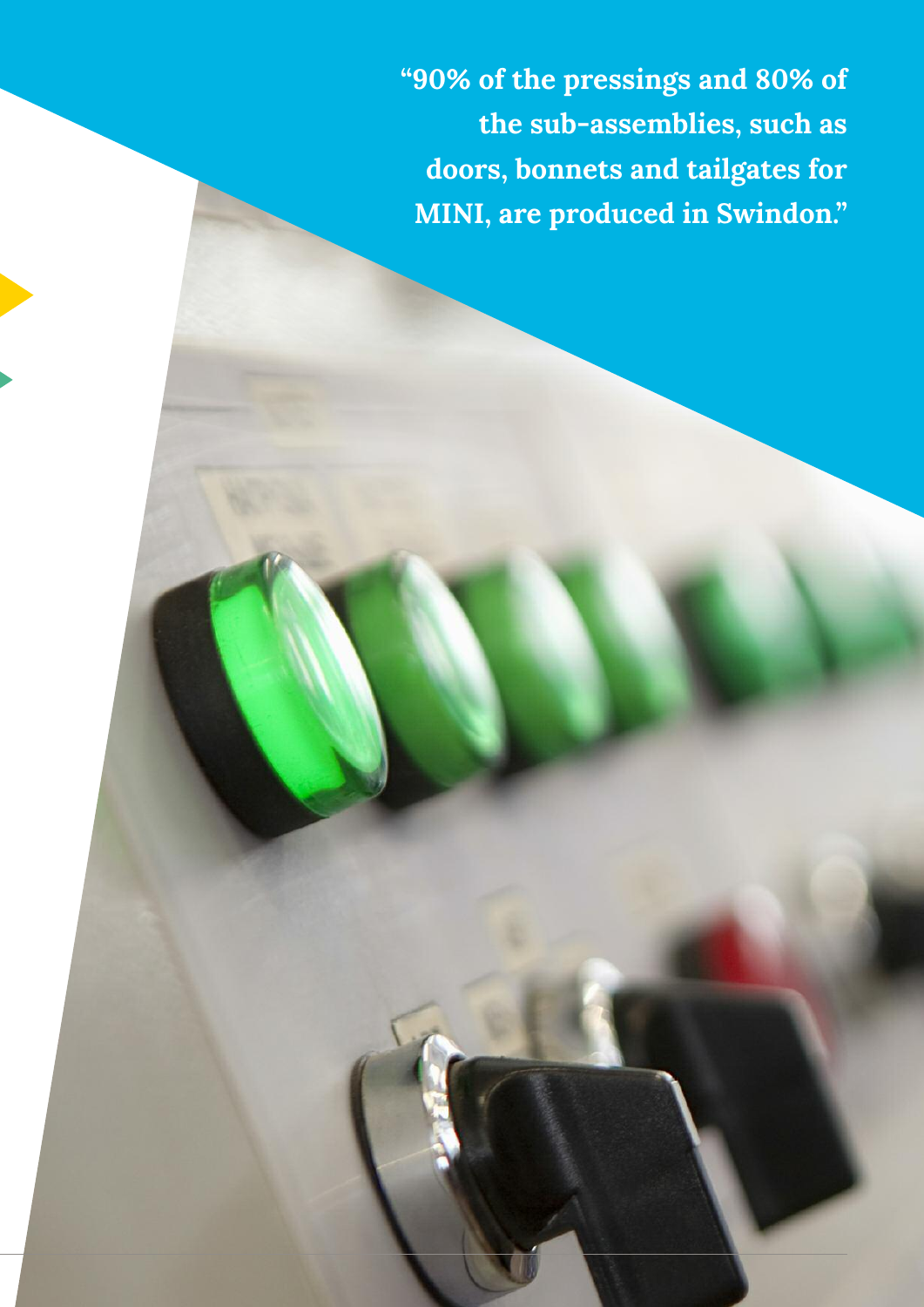**"90% of the pressings and 80% of the sub-assemblies, such as doors, bonnets and tailgates for MINI, are produced in Swindon."**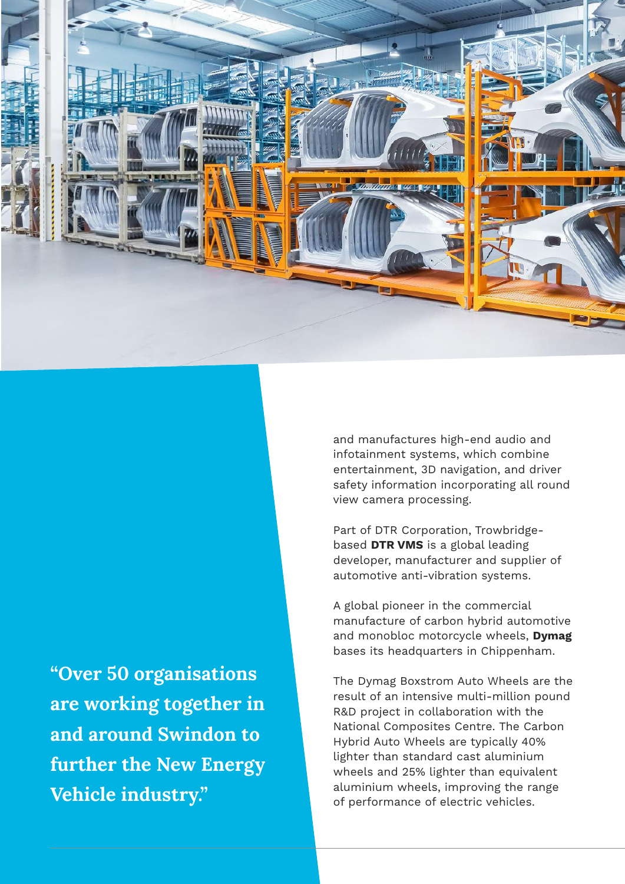and manufactures high-end audio and infotainment systems, which combine entertainment, 3D navigation, and driver safety information incorporating all round view camera processing.

Part of DTR Corporation, Trowbridge-based **DTR VMS** is a global leading developer, manufacturer and supplier of automotive anti-vibration systems.

A global pioneer in the commercial manufacture of carbon hybrid automotive and monobloc motorcycle wheels, **Dymag** bases its headquarters in Chippenham.

The Dymag Boxstrom Auto Wheels are the result of an intensive multi-million pound R&D project in collaboration with the National Composites Centre. The Carbon Hybrid Auto Wheels are typically 40% lighter than standard cast aluminium wheels and 25% lighter than equivalent aluminium wheels, improving the range of performance of electric vehicles.

**"Over 50 organisations are working together in and around Swindon to further the New Energy Vehicle industry."**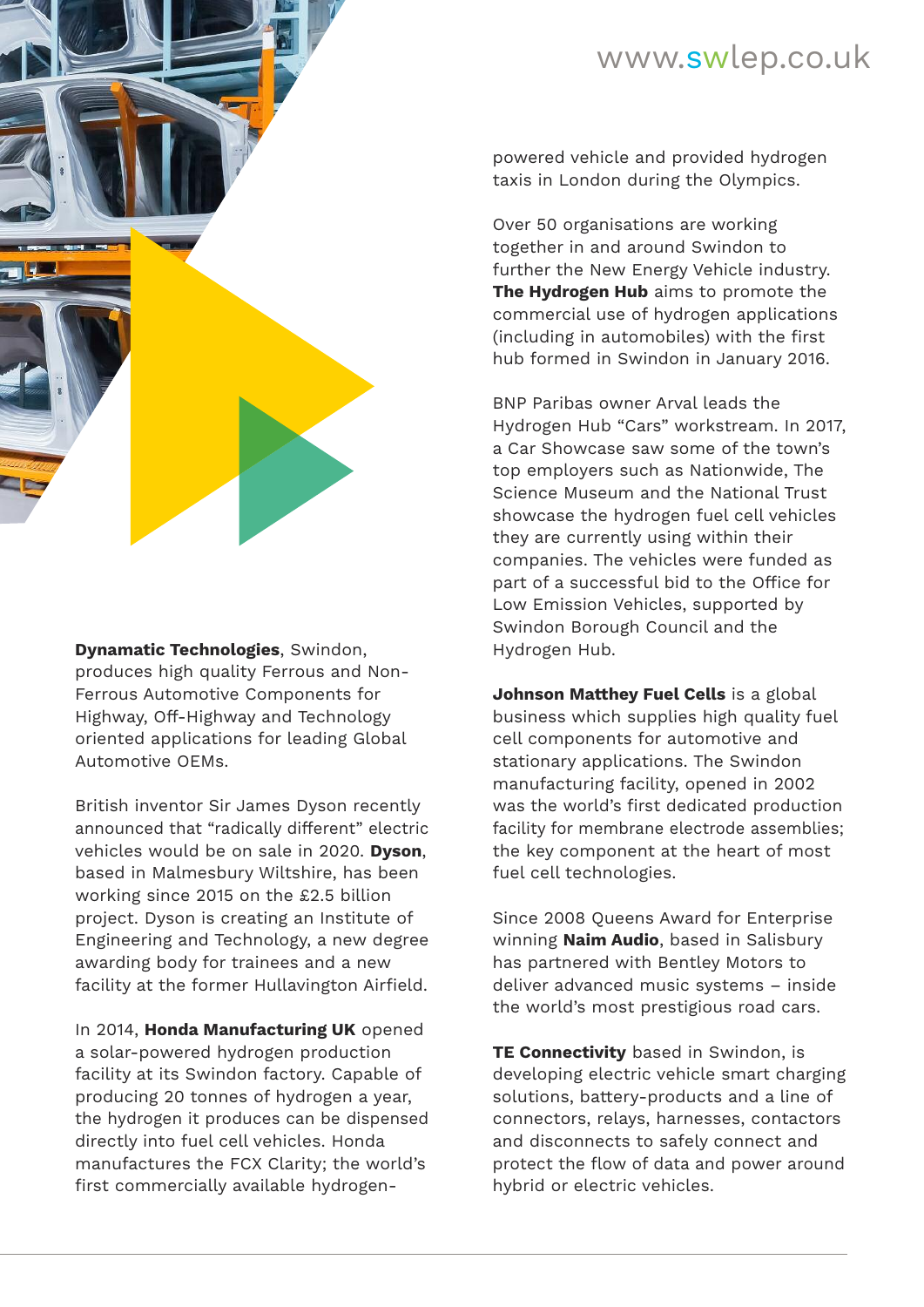**Dynamatic Technologies**, Swindon, produces high quality Ferrous and Non-Ferrous Automotive Components for Highway, Off-Highway and Technology oriented applications for leading Global Automotive OEMs.

British inventor Sir James Dyson recently announced that "radically different" electric vehicles would be on sale in 2020. **Dyson**, based in Malmesbury Wiltshire, has been working since 2015 on the £2.5 billion project. Dyson is creating an Institute of Engineering and Technology, a new degree awarding body for trainees and a new facility at the former Hullavington Airfield.

In 2014, **Honda Manufacturing UK** opened a solar-powered hydrogen production facility at its Swindon factory. Capable of producing 20 tonnes of hydrogen a year, the hydrogen it produces can be dispensed directly into fuel cell vehicles. Honda manufactures the FCX Clarity; the world's first commercially available hydrogen-powered vehicle and provided hydrogen taxis in London during the Olympics.

Over 50 organisations are working together in and around Swindon to further the New Energy Vehicle industry. **The Hydrogen Hub** aims to promote the commercial use of hydrogen applications (including in automobiles) with the first hub formed in Swindon in January 2016.

BNP Paribas owner Arval leads the Hydrogen Hub "Cars" workstream. In 2017, a Car Showcase saw some of the town's top employers such as Nationwide, The Science Museum and the National Trust showcase the hydrogen fuel cell vehicles they are currently using within their companies. The vehicles were funded as part of a successful bid to the Office for Low Emission Vehicles, supported by Swindon Borough Council and the Hydrogen Hub.

**Johnson Matthey Fuel Cells** is a global business which supplies high quality fuel cell components for automotive and stationary applications. The Swindon manufacturing facility, opened in 2002 was the world's first dedicated production facility for membrane electrode assemblies; the key component at the heart of most fuel cell technologies.

Since 2008 Queens Award for Enterprise winning **Naim Audio**, based in Salisbury has partnered with Bentley Motors to deliver advanced music systems – inside the world's most prestigious road cars.

**TE Connectivity** based in Swindon, is developing electric vehicle smart charging solutions, battery-products and a line of connectors, relays, harnesses, contactors and disconnects to safely connect and protect the flow of data and power around hybrid or electric vehicles.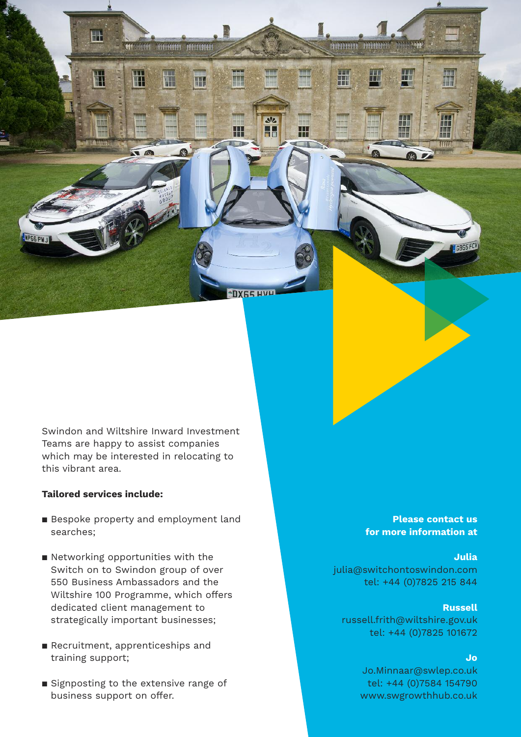Swindon and Wiltshire Inward Investment Teams are happy to assist companies which may be interested in relocating to this vibrant area.

**Tailored services include:**

- Bespoke property and employment land searches;
- Networking opportunities with the Switch on to Swindon group of over 550 Business Ambassadors and the Wiltshire 100 Programme, which offers dedicated client management to strategically important businesses;
- Recruitment, apprenticeships and training support;
- Signposting to the extensive range of business support on offer.

**Please contact us for more information at**

**Julia**
julia@switchontoswindon.com
tel: +44 (0)7825 215 844

**Russell**
russell.frith@wiltshire.gov.uk
tel: +44 (0)7825 101672

**Jo**
Jo.Minnaar@swlep.co.uk
tel: +44 (0)7584 154790
www.swgrowthhub.co.uk